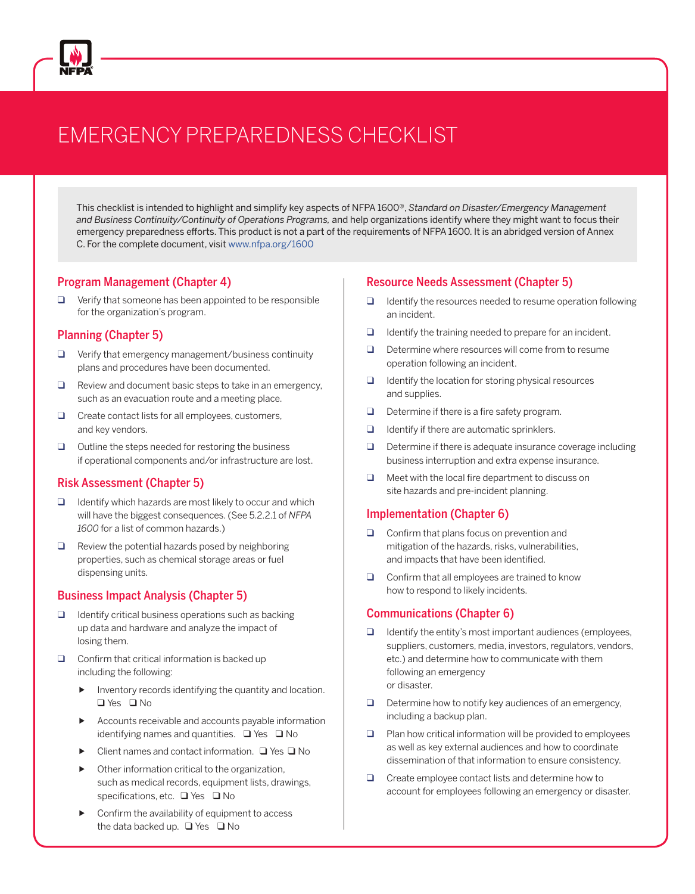# EMERGENCY PREPAREDNESS CHECKLIST

This checklist is intended to highlight and simplify key aspects of NFPA 1600®, *Standard on Disaster/Emergency Management and Business Continuity/Continuity of Operations Programs,* and help organizations identify where they might want to focus their emergency preparedness efforts. This product is not a part of the requirements of NFPA 1600. It is an abridged version of Annex C. For the complete document, visit www.nfpa.org/1600

## Program Management (Chapter 4)

- ❑ Verify that someone has been appointed to be responsible for the organization's program.

## Planning (Chapter 5)

- ❑ Verify that emergency management/business continuity plans and procedures have been documented.
- ❑ Review and document basic steps to take in an emergency, such as an evacuation route and a meeting place.
- ❑ Create contact lists for all employees, customers, and key vendors.
- ❑ Outline the steps needed for restoring the business if operational components and/or infrastructure are lost.

## Risk Assessment (Chapter 5)

- ❑ Identify which hazards are most likely to occur and which will have the biggest consequences. (See 5.2.2.1 of *NFPA 1600* for a list of common hazards.)
- ❑ Review the potential hazards posed by neighboring properties, such as chemical storage areas or fuel dispensing units.

## Business Impact Analysis (Chapter 5)

- ❑ Identify critical business operations such as backing up data and hardware and analyze the impact of losing them.
- ❑ Confirm that critical information is backed up including the following:
  - Inventory records identifying the quantity and location. ❑ Yes ❑ No
  - Accounts receivable and accounts payable information identifying names and quantities. ❑ Yes ❑ No
  - Client names and contact information. ❑ Yes ❑ No
  - Other information critical to the organization, such as medical records, equipment lists, drawings, specifications, etc. ❑ Yes ❑ No
  - Confirm the availability of equipment to access the data backed up. ❑ Yes ❑ No

## Resource Needs Assessment (Chapter 5)

- ❑ Identify the resources needed to resume operation following an incident.
- ❑ Identify the training needed to prepare for an incident.
- ❑ Determine where resources will come from to resume operation following an incident.
- ❑ Identify the location for storing physical resources and supplies.
- ❑ Determine if there is a fire safety program.
- ❑ Identify if there are automatic sprinklers.
- ❑ Determine if there is adequate insurance coverage including business interruption and extra expense insurance.
- ❑ Meet with the local fire department to discuss on site hazards and pre-incident planning.

## Implementation (Chapter 6)

- ❑ Confirm that plans focus on prevention and mitigation of the hazards, risks, vulnerabilities, and impacts that have been identified.
- ❑ Confirm that all employees are trained to know how to respond to likely incidents.

## Communications (Chapter 6)

- ❑ Identify the entity's most important audiences (employees, suppliers, customers, media, investors, regulators, vendors, etc.) and determine how to communicate with them following an emergency or disaster.
- ❑ Determine how to notify key audiences of an emergency, including a backup plan.
- ❑ Plan how critical information will be provided to employees as well as key external audiences and how to coordinate dissemination of that information to ensure consistency.
- ❑ Create employee contact lists and determine how to account for employees following an emergency or disaster.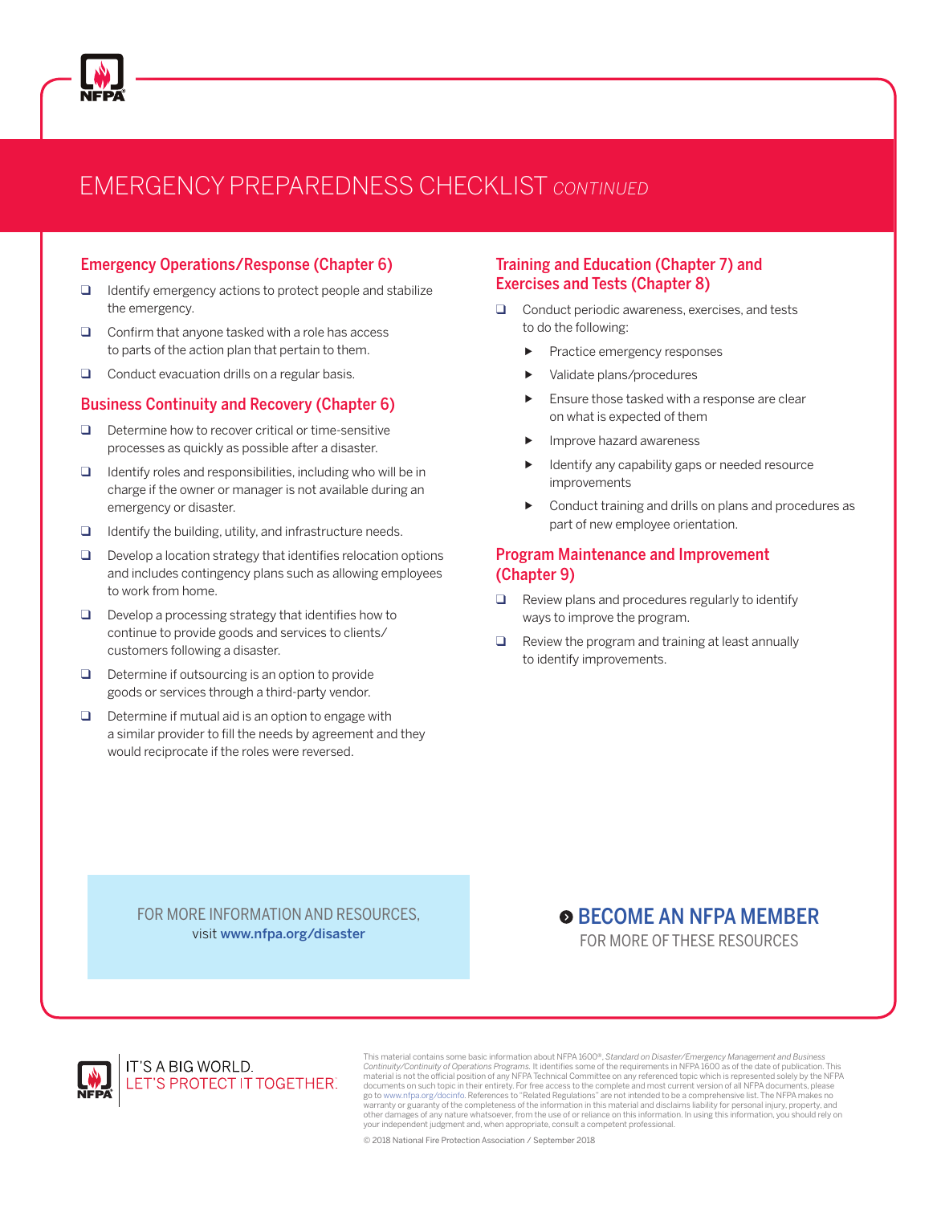# EMERGENCY PREPAREDNESS CHECKLIST *CONTINUED*

## Emergency Operations/Response (Chapter 6)

- ❑ Identify emergency actions to protect people and stabilize the emergency.
- ❑ Confirm that anyone tasked with a role has access to parts of the action plan that pertain to them.
- ❑ Conduct evacuation drills on a regular basis.

## Business Continuity and Recovery (Chapter 6)

- ❑ Determine how to recover critical or time-sensitive processes as quickly as possible after a disaster.
- ❑ Identify roles and responsibilities, including who will be in charge if the owner or manager is not available during an emergency or disaster.
- ❑ Identify the building, utility, and infrastructure needs.
- ❑ Develop a location strategy that identifies relocation options and includes contingency plans such as allowing employees to work from home.
- ❑ Develop a processing strategy that identifies how to continue to provide goods and services to clients/customers following a disaster.
- ❑ Determine if outsourcing is an option to provide goods or services through a third-party vendor.
- ❑ Determine if mutual aid is an option to engage with a similar provider to fill the needs by agreement and they would reciprocate if the roles were reversed.

## Training and Education (Chapter 7) and Exercises and Tests (Chapter 8)

- ❑ Conduct periodic awareness, exercises, and tests to do the following:
  - Practice emergency responses
  - Validate plans/procedures
  - Ensure those tasked with a response are clear on what is expected of them
  - Improve hazard awareness
  - Identify any capability gaps or needed resource improvements
  - Conduct training and drills on plans and procedures as part of new employee orientation.

## Program Maintenance and Improvement (Chapter 9)

- ❑ Review plans and procedures regularly to identify ways to improve the program.
- ❑ Review the program and training at least annually to identify improvements.

FOR MORE INFORMATION AND RESOURCES, visit **www.nfpa.org/disaster**

**BECOME AN NFPA MEMBER**
FOR MORE OF THESE RESOURCES

IT'S A BIG WORLD.
LET'S PROTECT IT TOGETHER.

This material contains some basic information about NFPA 1600®, *Standard on Disaster/Emergency Management and Business Continuity/Continuity of Operations Programs.* It identifies some of the requirements in NFPA 1600 as of the date of publication. This material is not the official position of any NFPA Technical Committee on any referenced topic which is represented solely by the NFPA documents on such topic in their entirety. For free access to the complete and most current version of all NFPA documents, please go to www.nfpa.org/docinfo. References to "Related Regulations" are not intended to be a comprehensive list. The NFPA makes no warranty or guaranty of the completeness of the information in this material and disclaims liability for personal injury, property, and other damages of any nature whatsoever, from the use of or reliance on this information. In using this information, you should rely on your independent judgment and, when appropriate, consult a competent professional.

© 2018 National Fire Protection Association / September 2018